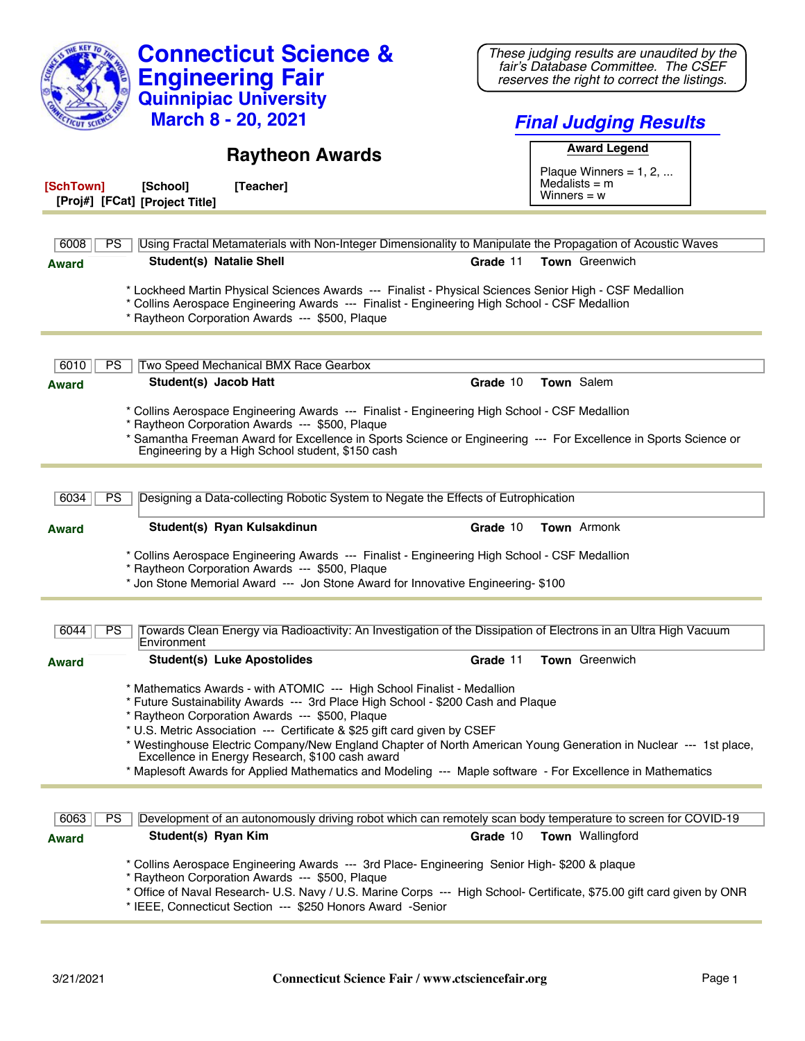# Connecticut Science & Engineering Fair

## Quinnipiac University

### March 8 - 20, 2021

*These judging results are unaudited by the fair's Database Committee. The CSEF reserves the right to correct the listings.*

***Final Judging Results***

## Raytheon Awards

**Award Legend**

Plaque Winners = 1, 2, ...
Medalists = m
Winners = w

**[SchTown]** **[School]** **[Teacher]**
**[Proj#]** **[FCat]** **[Project Title]**

---

**6008** | **PS** | Using Fractal Metamaterials with Non-Integer Dimensionality to Manipulate the Propagation of Acoustic Waves

**Award** — **Student(s) Natalie Shell** — **Grade** 11 — **Town** Greenwich

* Lockheed Martin Physical Sciences Awards --- Finalist - Physical Sciences Senior High - CSF Medallion
* Collins Aerospace Engineering Awards --- Finalist - Engineering High School - CSF Medallion
* Raytheon Corporation Awards --- $500, Plaque

---

**6010** | **PS** | Two Speed Mechanical BMX Race Gearbox

**Award** — **Student(s) Jacob Hatt** — **Grade** 10 — **Town** Salem

* Collins Aerospace Engineering Awards --- Finalist - Engineering High School - CSF Medallion
* Raytheon Corporation Awards --- $500, Plaque
* Samantha Freeman Award for Excellence in Sports Science or Engineering --- For Excellence in Sports Science or Engineering by a High School student, $150 cash

---

**6034** | **PS** | Designing a Data-collecting Robotic System to Negate the Effects of Eutrophication

**Award** — **Student(s) Ryan Kulsakdinun** — **Grade** 10 — **Town** Armonk

* Collins Aerospace Engineering Awards --- Finalist - Engineering High School - CSF Medallion
* Raytheon Corporation Awards --- $500, Plaque
* Jon Stone Memorial Award --- Jon Stone Award for Innovative Engineering- $100

---

**6044** | **PS** | Towards Clean Energy via Radioactivity: An Investigation of the Dissipation of Electrons in an Ultra High Vacuum Environment

**Award** — **Student(s) Luke Apostolides** — **Grade** 11 — **Town** Greenwich

* Mathematics Awards - with ATOMIC --- High School Finalist - Medallion
* Future Sustainability Awards --- 3rd Place High School - $200 Cash and Plaque
* Raytheon Corporation Awards --- $500, Plaque
* U.S. Metric Association --- Certificate & $25 gift card given by CSEF
* Westinghouse Electric Company/New England Chapter of North American Young Generation in Nuclear --- 1st place, Excellence in Energy Research, $100 cash award
* Maplesoft Awards for Applied Mathematics and Modeling --- Maple software - For Excellence in Mathematics

---

**6063** | **PS** | Development of an autonomously driving robot which can remotely scan body temperature to screen for COVID-19

**Award** — **Student(s) Ryan Kim** — **Grade** 10 — **Town** Wallingford

* Collins Aerospace Engineering Awards --- 3rd Place- Engineering Senior High- $200 & plaque
* Raytheon Corporation Awards --- $500, Plaque
* Office of Naval Research- U.S. Navy / U.S. Marine Corps --- High School- Certificate, $75.00 gift card given by ONR
* IEEE, Connecticut Section --- $250 Honors Award -Senior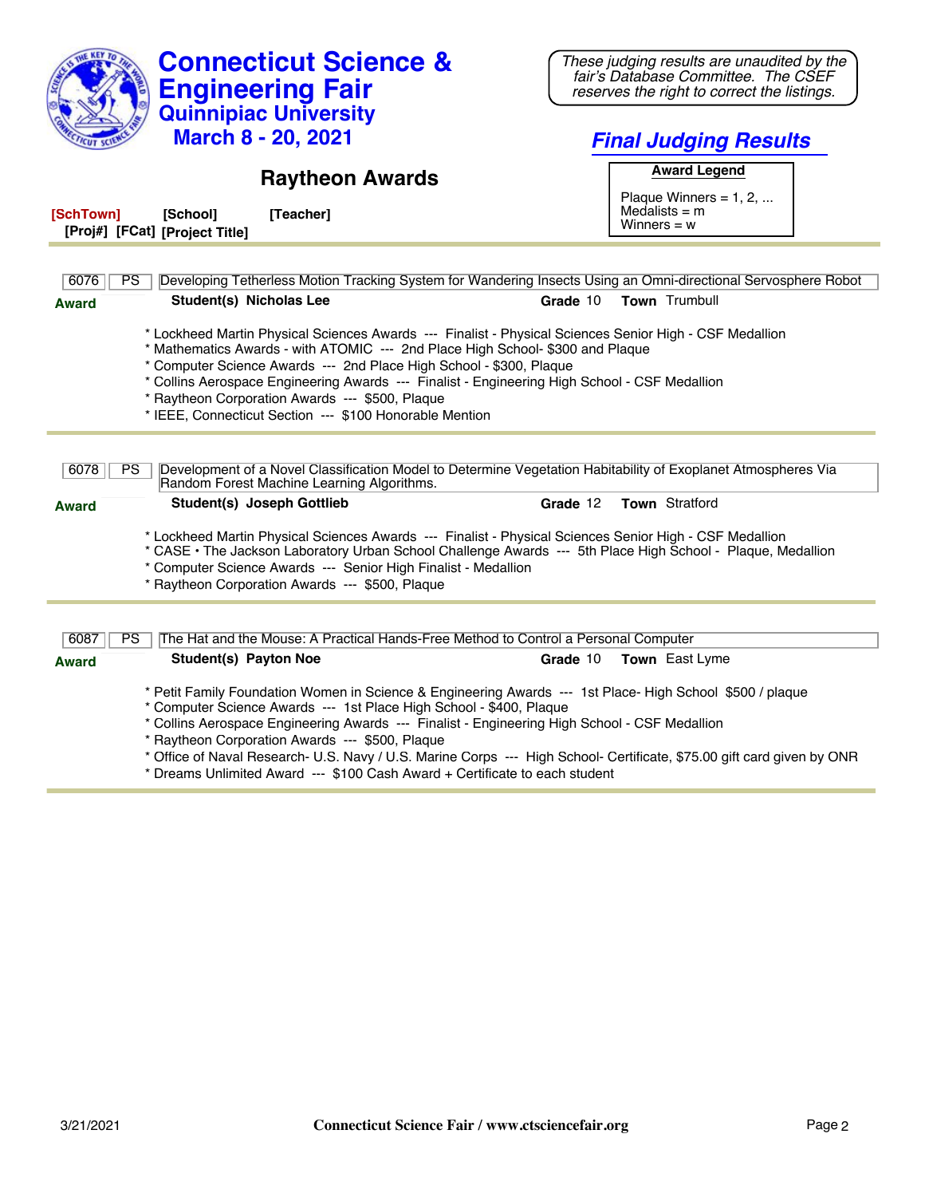# Connecticut Science & Engineering Fair
## Quinnipiac University
## March 8 - 20, 2021

*These judging results are unaudited by the fair's Database Committee. The CSEF reserves the right to correct the listings.*

## *Final Judging Results*

## Raytheon Awards

**Award Legend**

Plaque Winners = 1, 2, ...
Medalists = m
Winners = w

**[SchTown]** **[School]** **[Teacher]**
**[Proj#]** **[FCat]** **[Project Title]**

---

**6076** | **PS** | Developing Tetherless Motion Tracking System for Wandering Insects Using an Omni-directional Servosphere Robot

**Award** — **Student(s) Nicholas Lee** — **Grade** 10 — **Town** Trumbull

* Lockheed Martin Physical Sciences Awards --- Finalist - Physical Sciences Senior High - CSF Medallion
* Mathematics Awards - with ATOMIC --- 2nd Place High School- $300 and Plaque
* Computer Science Awards --- 2nd Place High School - $300, Plaque
* Collins Aerospace Engineering Awards --- Finalist - Engineering High School - CSF Medallion
* Raytheon Corporation Awards --- $500, Plaque
* IEEE, Connecticut Section --- $100 Honorable Mention

---

**6078** | **PS** | Development of a Novel Classification Model to Determine Vegetation Habitability of Exoplanet Atmospheres Via Random Forest Machine Learning Algorithms.

**Award** — **Student(s) Joseph Gottlieb** — **Grade** 12 — **Town** Stratford

* Lockheed Martin Physical Sciences Awards --- Finalist - Physical Sciences Senior High - CSF Medallion
* CASE • The Jackson Laboratory Urban School Challenge Awards --- 5th Place High School - Plaque, Medallion
* Computer Science Awards --- Senior High Finalist - Medallion
* Raytheon Corporation Awards --- $500, Plaque

---

**6087** | **PS** | The Hat and the Mouse: A Practical Hands-Free Method to Control a Personal Computer

**Award** — **Student(s) Payton Noe** — **Grade** 10 — **Town** East Lyme

* Petit Family Foundation Women in Science & Engineering Awards --- 1st Place- High School $500 / plaque
* Computer Science Awards --- 1st Place High School - $400, Plaque
* Collins Aerospace Engineering Awards --- Finalist - Engineering High School - CSF Medallion
* Raytheon Corporation Awards --- $500, Plaque
* Office of Naval Research- U.S. Navy / U.S. Marine Corps --- High School- Certificate, $75.00 gift card given by ONR
* Dreams Unlimited Award --- $100 Cash Award + Certificate to each student

---

3/21/2021 — Connecticut Science Fair / www.ctsciencefair.org